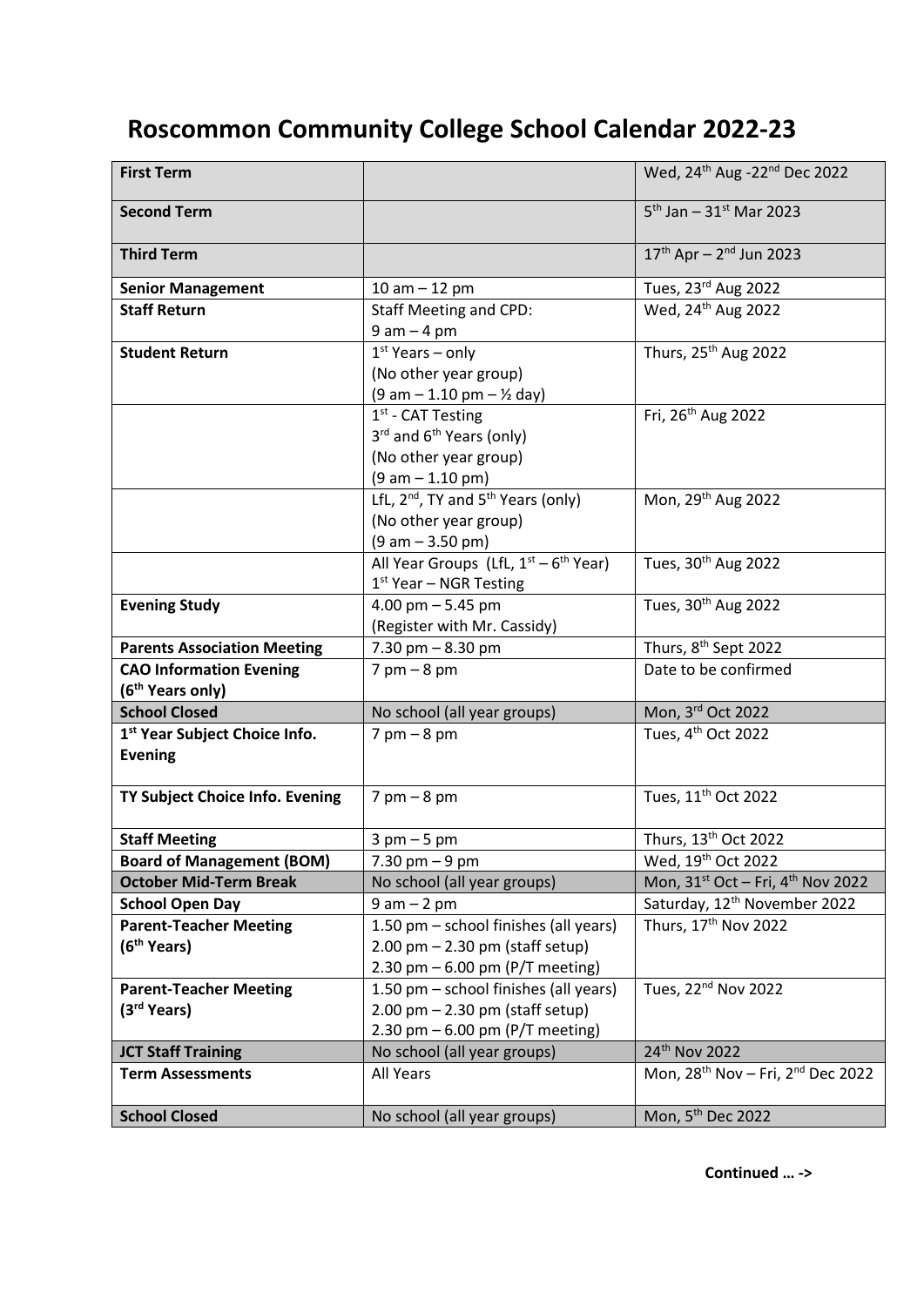# Roscommon Community College School Calendar 2022-23

| | | |
|---|---|---|
| **First Term** | | Wed, 24th Aug -22nd Dec 2022 |
| **Second Term** | | 5th Jan – 31st Mar 2023 |
| **Third Term** | | 17th Apr – 2nd Jun 2023 |
| **Senior Management** | 10 am – 12 pm | Tues, 23rd Aug 2022 |
| **Staff Return** | Staff Meeting and CPD:<br>9 am – 4 pm | Wed, 24th Aug 2022 |
| **Student Return** | 1st Years – only<br>(No other year group)<br>(9 am – 1.10 pm – ½ day) | Thurs, 25th Aug 2022 |
| | 1st - CAT Testing<br>3rd and 6th Years (only)<br>(No other year group)<br>(9 am – 1.10 pm) | Fri, 26th Aug 2022 |
| | LfL, 2nd, TY and 5th Years (only)<br>(No other year group)<br>(9 am – 3.50 pm) | Mon, 29th Aug 2022 |
| | All Year Groups (LfL, 1st – 6th Year)<br>1st Year – NGR Testing | Tues, 30th Aug 2022 |
| **Evening Study** | 4.00 pm – 5.45 pm<br>(Register with Mr. Cassidy) | Tues, 30th Aug 2022 |
| **Parents Association Meeting** | 7.30 pm – 8.30 pm | Thurs, 8th Sept 2022 |
| **CAO Information Evening (6th Years only)** | 7 pm – 8 pm | Date to be confirmed |
| **School Closed** | No school (all year groups) | Mon, 3rd Oct 2022 |
| **1st Year Subject Choice Info. Evening** | 7 pm – 8 pm | Tues, 4th Oct 2022 |
| **TY Subject Choice Info. Evening** | 7 pm – 8 pm | Tues, 11th Oct 2022 |
| **Staff Meeting** | 3 pm – 5 pm | Thurs, 13th Oct 2022 |
| **Board of Management (BOM)** | 7.30 pm – 9 pm | Wed, 19th Oct 2022 |
| **October Mid-Term Break** | No school (all year groups) | Mon, 31st Oct – Fri, 4th Nov 2022 |
| **School Open Day** | 9 am – 2 pm | Saturday, 12th November 2022 |
| **Parent-Teacher Meeting (6th Years)** | 1.50 pm – school finishes (all years)<br>2.00 pm – 2.30 pm (staff setup)<br>2.30 pm – 6.00 pm (P/T meeting) | Thurs, 17th Nov 2022 |
| **Parent-Teacher Meeting (3rd Years)** | 1.50 pm – school finishes (all years)<br>2.00 pm – 2.30 pm (staff setup)<br>2.30 pm – 6.00 pm (P/T meeting) | Tues, 22nd Nov 2022 |
| **JCT Staff Training** | No school (all year groups) | 24th Nov 2022 |
| **Term Assessments** | All Years | Mon, 28th Nov – Fri, 2nd Dec 2022 |
| **School Closed** | No school (all year groups) | Mon, 5th Dec 2022 |

**Continued … ->**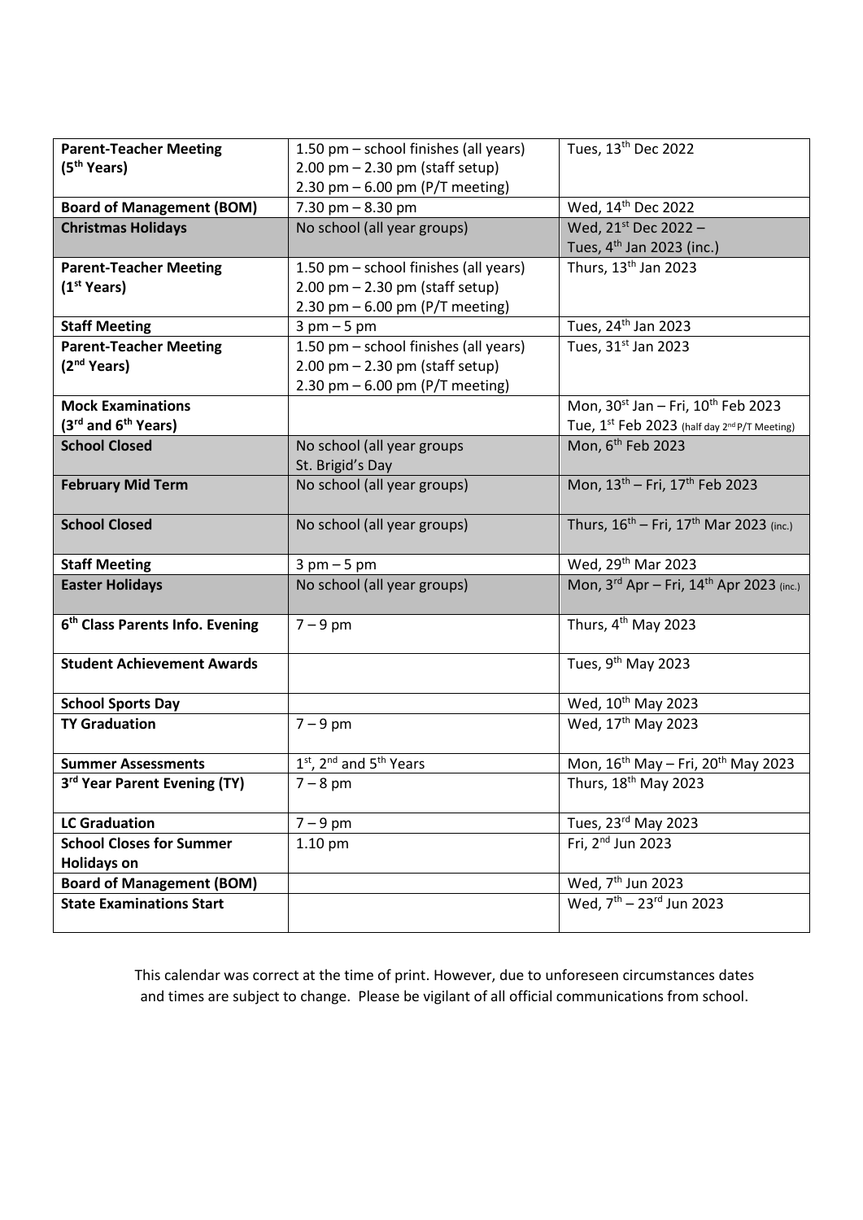| | | |
|---|---|---|
| **Parent-Teacher Meeting (5th Years)** | 1.50 pm – school finishes (all years)<br>2.00 pm – 2.30 pm (staff setup)<br>2.30 pm – 6.00 pm (P/T meeting) | Tues, 13th Dec 2022 |
| **Board of Management (BOM)** | 7.30 pm – 8.30 pm | Wed, 14th Dec 2022 |
| **Christmas Holidays** | No school (all year groups) | Wed, 21st Dec 2022 – Tues, 4th Jan 2023 (inc.) |
| **Parent-Teacher Meeting (1st Years)** | 1.50 pm – school finishes (all years)<br>2.00 pm – 2.30 pm (staff setup)<br>2.30 pm – 6.00 pm (P/T meeting) | Thurs, 13th Jan 2023 |
| **Staff Meeting** | 3 pm – 5 pm | Tues, 24th Jan 2023 |
| **Parent-Teacher Meeting (2nd Years)** | 1.50 pm – school finishes (all years)<br>2.00 pm – 2.30 pm (staff setup)<br>2.30 pm – 6.00 pm (P/T meeting) | Tues, 31st Jan 2023 |
| **Mock Examinations (3rd and 6th Years)** | | Mon, 30st Jan – Fri, 10th Feb 2023<br>Tue, 1st Feb 2023 (half day 2nd P/T Meeting) |
| **School Closed** | No school (all year groups<br>St. Brigid's Day | Mon, 6th Feb 2023 |
| **February Mid Term** | No school (all year groups) | Mon, 13th – Fri, 17th Feb 2023 |
| **School Closed** | No school (all year groups) | Thurs, 16th – Fri, 17th Mar 2023 (inc.) |
| **Staff Meeting** | 3 pm – 5 pm | Wed, 29th Mar 2023 |
| **Easter Holidays** | No school (all year groups) | Mon, 3rd Apr – Fri, 14th Apr 2023 (inc.) |
| **6th Class Parents Info. Evening** | 7 – 9 pm | Thurs, 4th May 2023 |
| **Student Achievement Awards** | | Tues, 9th May 2023 |
| **School Sports Day** | | Wed, 10th May 2023 |
| **TY Graduation** | 7 – 9 pm | Wed, 17th May 2023 |
| **Summer Assessments** | 1st, 2nd and 5th Years | Mon, 16th May – Fri, 20th May 2023 |
| **3rd Year Parent Evening (TY)** | 7 – 8 pm | Thurs, 18th May 2023 |
| **LC Graduation** | 7 – 9 pm | Tues, 23rd May 2023 |
| **School Closes for Summer Holidays on** | 1.10 pm | Fri, 2nd Jun 2023 |
| **Board of Management (BOM)** | | Wed, 7th Jun 2023 |
| **State Examinations Start** | | Wed, 7th – 23rd Jun 2023 |

This calendar was correct at the time of print. However, due to unforeseen circumstances dates and times are subject to change. Please be vigilant of all official communications from school.